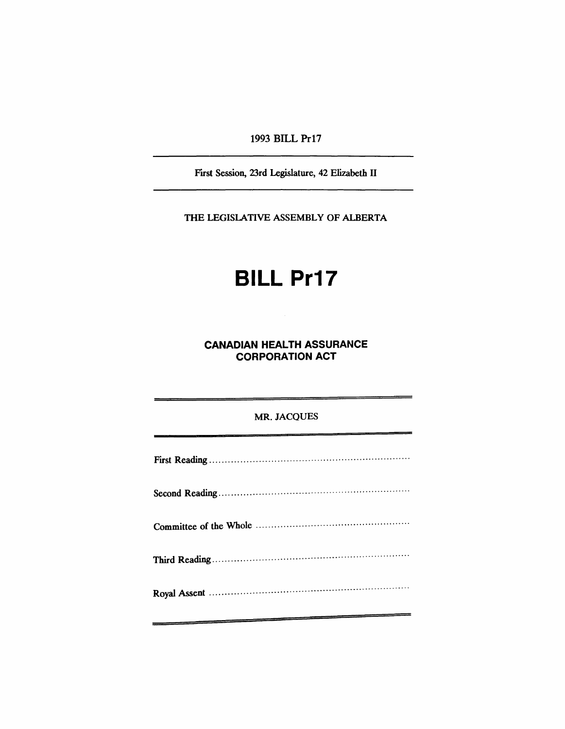1993 BILL Pr17

First Session, 23rd Legislature, 42 Elizabeth II

THE LEGISLATIVE ASSEMBLY OF ALBERTA

# BILL Pr17

## CANADIAN HEALTH ASSURANCE CORPORATION ACT

MR. JACQUES

First Reading ..................................................................

Second Reading ..............................................................

Committee of the Whole ..................................................

Third Reading .................................................................

Royal Assent ..................................................................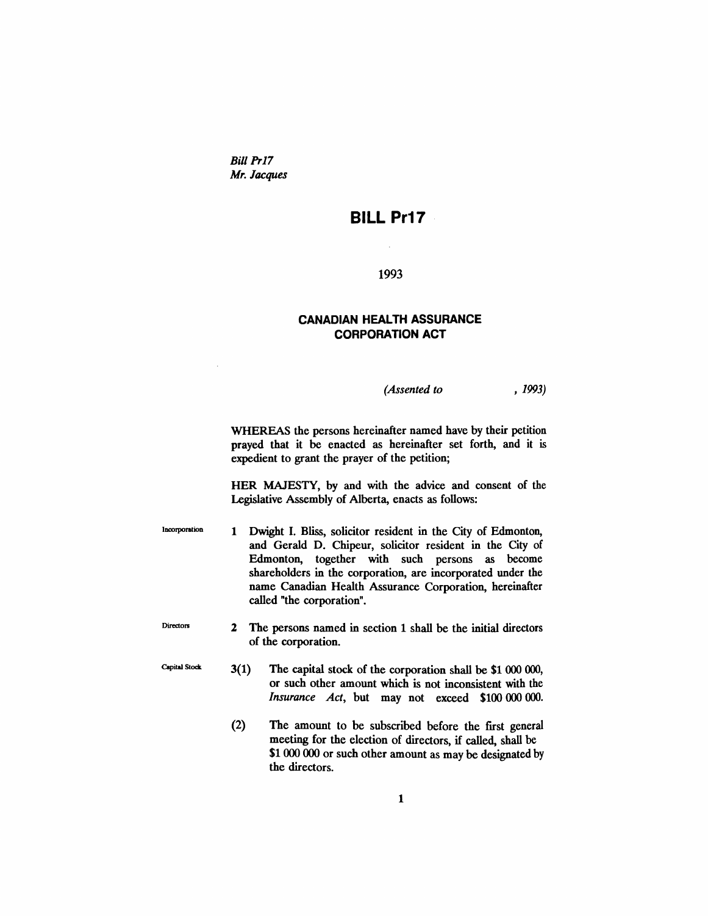*Bill Pr17*
*Mr. Jacques*

# BILL Pr17

1993

## CANADIAN HEALTH ASSURANCE CORPORATION ACT

*(Assented to , 1993)*

WHEREAS the persons hereinafter named have by their petition prayed that it be enacted as hereinafter set forth, and it is expedient to grant the prayer of the petition;

HER MAJESTY, by and with the advice and consent of the Legislative Assembly of Alberta, enacts as follows:

Incorporation

**1** Dwight I. Bliss, solicitor resident in the City of Edmonton, and Gerald D. Chipeur, solicitor resident in the City of Edmonton, together with such persons as become shareholders in the corporation, are incorporated under the name Canadian Health Assurance Corporation, hereinafter called "the corporation".

Directors

**2** The persons named in section 1 shall be the initial directors of the corporation.

Capital Stock

**3(1)** The capital stock of the corporation shall be $1 000 000, or such other amount which is not inconsistent with the *Insurance Act*, but may not exceed $100 000 000.

**(2)** The amount to be subscribed before the first general meeting for the election of directors, if called, shall be $1 000 000 or such other amount as may be designated by the directors.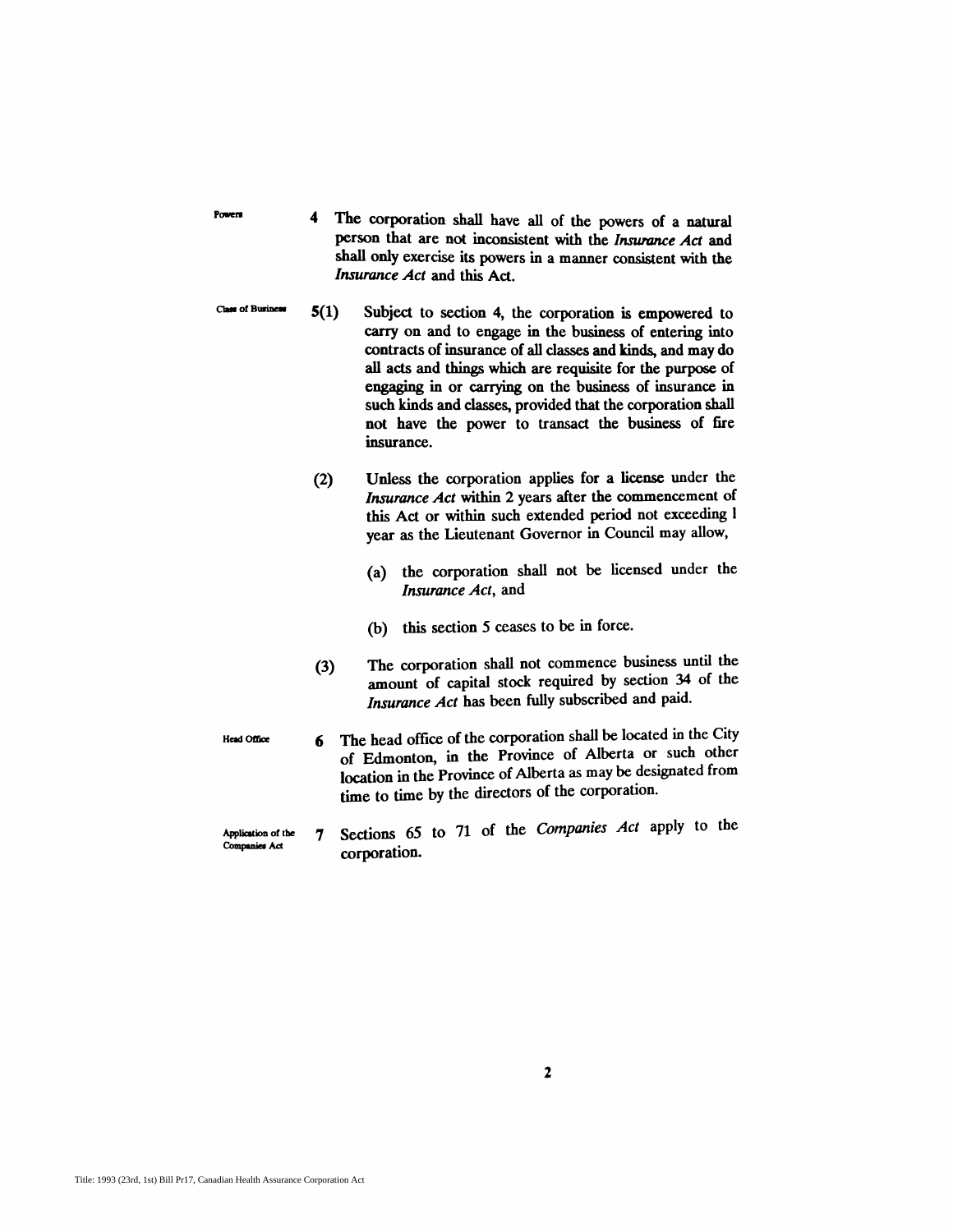**Powers**

**4** The corporation shall have all of the powers of a natural person that are not inconsistent with the *Insurance Act* and shall only exercise its powers in a manner consistent with the *Insurance Act* and this Act.

**Class of Business**

**5(1)** Subject to section 4, the corporation is empowered to carry on and to engage in the business of entering into contracts of insurance of all classes and kinds, and may do all acts and things which are requisite for the purpose of engaging in or carrying on the business of insurance in such kinds and classes, provided that the corporation shall not have the power to transact the business of fire insurance.

**(2)** Unless the corporation applies for a license under the *Insurance Act* within 2 years after the commencement of this Act or within such extended period not exceeding 1 year as the Lieutenant Governor in Council may allow,

(a) the corporation shall not be licensed under the *Insurance Act*, and

(b) this section 5 ceases to be in force.

**(3)** The corporation shall not commence business until the amount of capital stock required by section 34 of the *Insurance Act* has been fully subscribed and paid.

**Head Office**

**6** The head office of the corporation shall be located in the City of Edmonton, in the Province of Alberta or such other location in the Province of Alberta as may be designated from time to time by the directors of the corporation.

**Application of the Companies Act**

**7** Sections 65 to 71 of the *Companies Act* apply to the corporation.